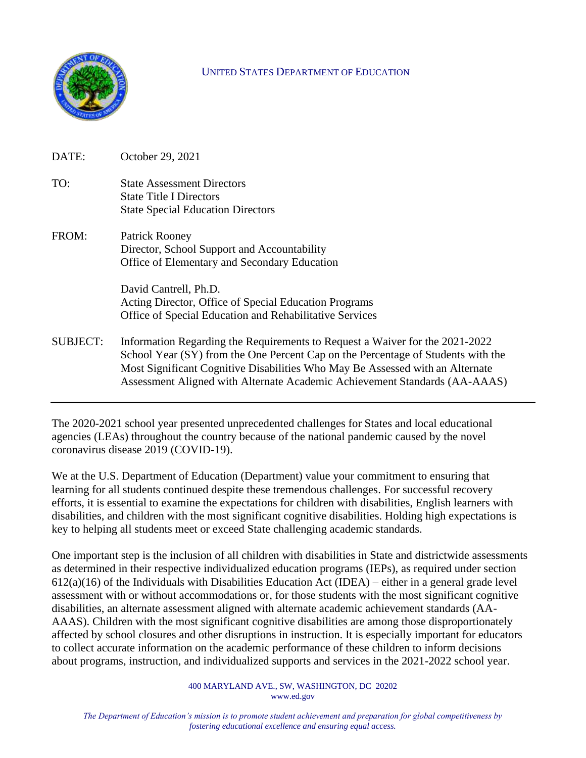UNITED STATES DEPARTMENT OF EDUCATION

DATE: October 29, 2021

TO: State Assessment Directors
State Title I Directors
State Special Education Directors

FROM: Patrick Rooney
Director, School Support and Accountability
Office of Elementary and Secondary Education

David Cantrell, Ph.D.
Acting Director, Office of Special Education Programs
Office of Special Education and Rehabilitative Services

SUBJECT: Information Regarding the Requirements to Request a Waiver for the 2021-2022 School Year (SY) from the One Percent Cap on the Percentage of Students with the Most Significant Cognitive Disabilities Who May Be Assessed with an Alternate Assessment Aligned with Alternate Academic Achievement Standards (AA-AAAS)

---

The 2020-2021 school year presented unprecedented challenges for States and local educational agencies (LEAs) throughout the country because of the national pandemic caused by the novel coronavirus disease 2019 (COVID-19).

We at the U.S. Department of Education (Department) value your commitment to ensuring that learning for all students continued despite these tremendous challenges. For successful recovery efforts, it is essential to examine the expectations for children with disabilities, English learners with disabilities, and children with the most significant cognitive disabilities. Holding high expectations is key to helping all students meet or exceed State challenging academic standards.

One important step is the inclusion of all children with disabilities in State and districtwide assessments as determined in their respective individualized education programs (IEPs), as required under section 612(a)(16) of the Individuals with Disabilities Education Act (IDEA) – either in a general grade level assessment with or without accommodations or, for those students with the most significant cognitive disabilities, an alternate assessment aligned with alternate academic achievement standards (AA-AAAS). Children with the most significant cognitive disabilities are among those disproportionately affected by school closures and other disruptions in instruction. It is especially important for educators to collect accurate information on the academic performance of these children to inform decisions about programs, instruction, and individualized supports and services in the 2021-2022 school year.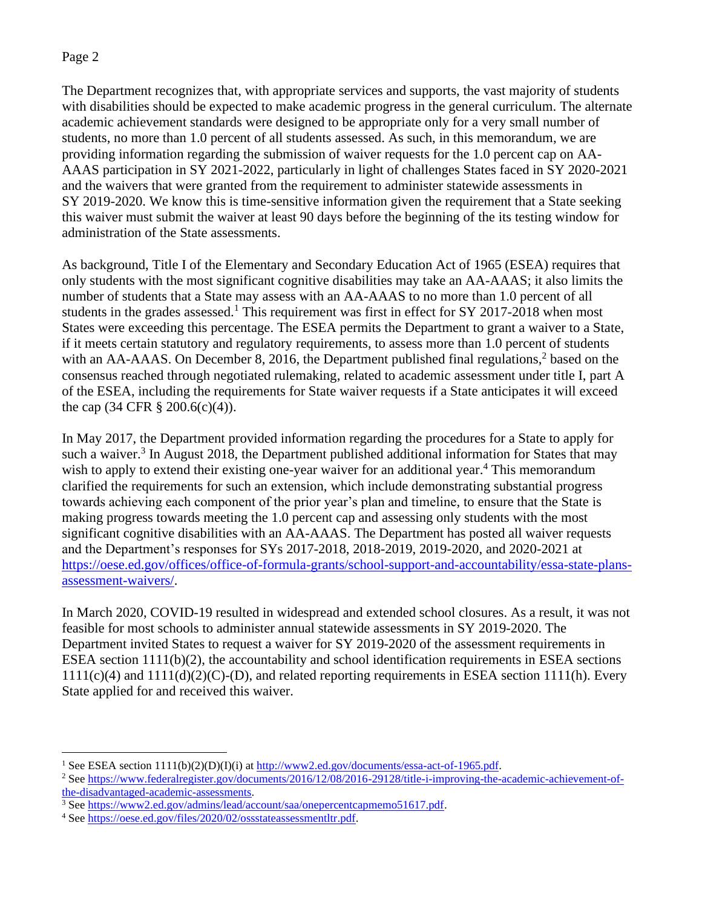The Department recognizes that, with appropriate services and supports, the vast majority of students with disabilities should be expected to make academic progress in the general curriculum. The alternate academic achievement standards were designed to be appropriate only for a very small number of students, no more than 1.0 percent of all students assessed. As such, in this memorandum, we are providing information regarding the submission of waiver requests for the 1.0 percent cap on AA-AAAS participation in SY 2021-2022, particularly in light of challenges States faced in SY 2020-2021 and the waivers that were granted from the requirement to administer statewide assessments in SY 2019-2020. We know this is time-sensitive information given the requirement that a State seeking this waiver must submit the waiver at least 90 days before the beginning of the its testing window for administration of the State assessments.

As background, Title I of the Elementary and Secondary Education Act of 1965 (ESEA) requires that only students with the most significant cognitive disabilities may take an AA-AAAS; it also limits the number of students that a State may assess with an AA-AAAS to no more than 1.0 percent of all students in the grades assessed.[1] This requirement was first in effect for SY 2017-2018 when most States were exceeding this percentage. The ESEA permits the Department to grant a waiver to a State, if it meets certain statutory and regulatory requirements, to assess more than 1.0 percent of students with an AA-AAAS. On December 8, 2016, the Department published final regulations,[2] based on the consensus reached through negotiated rulemaking, related to academic assessment under title I, part A of the ESEA, including the requirements for State waiver requests if a State anticipates it will exceed the cap (34 CFR § 200.6(c)(4)).

In May 2017, the Department provided information regarding the procedures for a State to apply for such a waiver.[3] In August 2018, the Department published additional information for States that may wish to apply to extend their existing one-year waiver for an additional year.[4] This memorandum clarified the requirements for such an extension, which include demonstrating substantial progress towards achieving each component of the prior year's plan and timeline, to ensure that the State is making progress towards meeting the 1.0 percent cap and assessing only students with the most significant cognitive disabilities with an AA-AAAS. The Department has posted all waiver requests and the Department's responses for SYs 2017-2018, 2018-2019, 2019-2020, and 2020-2021 at https://oese.ed.gov/offices/office-of-formula-grants/school-support-and-accountability/essa-state-plans-assessment-waivers/.

In March 2020, COVID-19 resulted in widespread and extended school closures. As a result, it was not feasible for most schools to administer annual statewide assessments in SY 2019-2020. The Department invited States to request a waiver for SY 2019-2020 of the assessment requirements in ESEA section 1111(b)(2), the accountability and school identification requirements in ESEA sections 1111(c)(4) and 1111(d)(2)(C)-(D), and related reporting requirements in ESEA section 1111(h). Every State applied for and received this waiver.

---

[1] See ESEA section 1111(b)(2)(D)(I)(i) at http://www2.ed.gov/documents/essa-act-of-1965.pdf.

[2] See https://www.federalregister.gov/documents/2016/12/08/2016-29128/title-i-improving-the-academic-achievement-of-the-disadvantaged-academic-assessments.

[3] See https://www2.ed.gov/admins/lead/account/saa/onepercentcapmemo51617.pdf.

[4] See https://oese.ed.gov/files/2020/02/ossstateassessmentltr.pdf.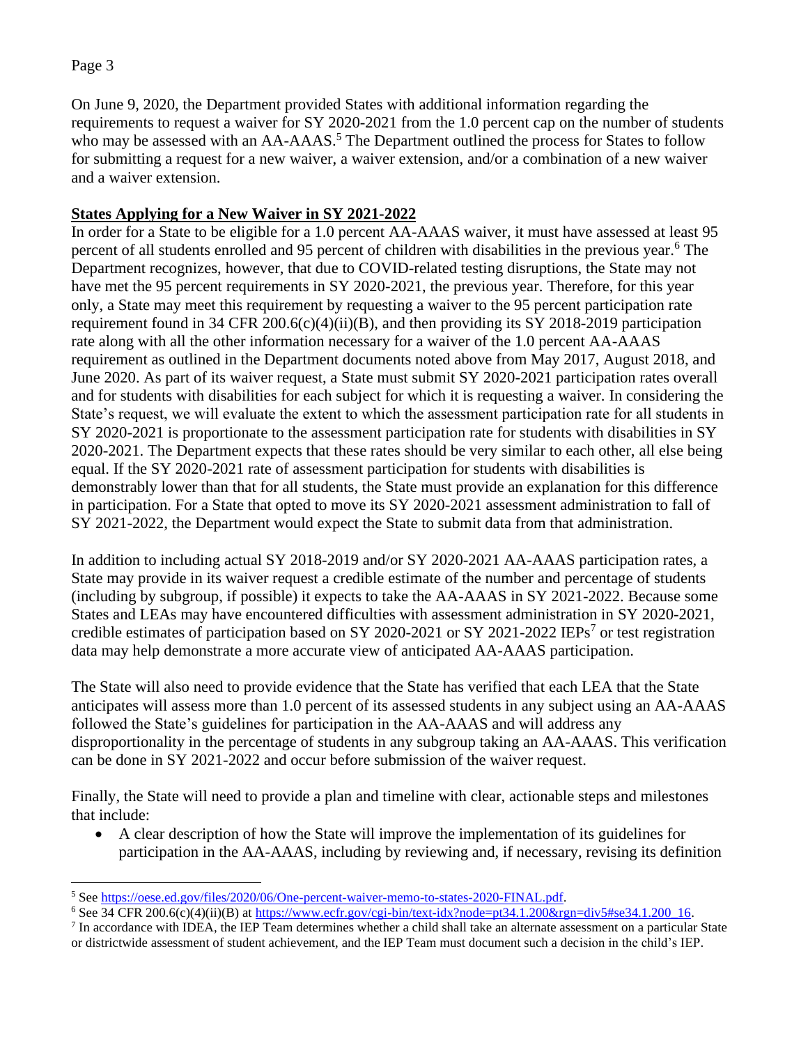On June 9, 2020, the Department provided States with additional information regarding the requirements to request a waiver for SY 2020-2021 from the 1.0 percent cap on the number of students who may be assessed with an AA-AAAS.[5] The Department outlined the process for States to follow for submitting a request for a new waiver, a waiver extension, and/or a combination of a new waiver and a waiver extension.

**States Applying for a New Waiver in SY 2021-2022**

In order for a State to be eligible for a 1.0 percent AA-AAAS waiver, it must have assessed at least 95 percent of all students enrolled and 95 percent of children with disabilities in the previous year.[6] The Department recognizes, however, that due to COVID-related testing disruptions, the State may not have met the 95 percent requirements in SY 2020-2021, the previous year. Therefore, for this year only, a State may meet this requirement by requesting a waiver to the 95 percent participation rate requirement found in 34 CFR 200.6(c)(4)(ii)(B), and then providing its SY 2018-2019 participation rate along with all the other information necessary for a waiver of the 1.0 percent AA-AAAS requirement as outlined in the Department documents noted above from May 2017, August 2018, and June 2020. As part of its waiver request, a State must submit SY 2020-2021 participation rates overall and for students with disabilities for each subject for which it is requesting a waiver. In considering the State's request, we will evaluate the extent to which the assessment participation rate for all students in SY 2020-2021 is proportionate to the assessment participation rate for students with disabilities in SY 2020-2021. The Department expects that these rates should be very similar to each other, all else being equal. If the SY 2020-2021 rate of assessment participation for students with disabilities is demonstrably lower than that for all students, the State must provide an explanation for this difference in participation. For a State that opted to move its SY 2020-2021 assessment administration to fall of SY 2021-2022, the Department would expect the State to submit data from that administration.

In addition to including actual SY 2018-2019 and/or SY 2020-2021 AA-AAAS participation rates, a State may provide in its waiver request a credible estimate of the number and percentage of students (including by subgroup, if possible) it expects to take the AA-AAAS in SY 2021-2022. Because some States and LEAs may have encountered difficulties with assessment administration in SY 2020-2021, credible estimates of participation based on SY 2020-2021 or SY 2021-2022 IEPs[7] or test registration data may help demonstrate a more accurate view of anticipated AA-AAAS participation.

The State will also need to provide evidence that the State has verified that each LEA that the State anticipates will assess more than 1.0 percent of its assessed students in any subject using an AA-AAAS followed the State's guidelines for participation in the AA-AAAS and will address any disproportionality in the percentage of students in any subgroup taking an AA-AAAS. This verification can be done in SY 2021-2022 and occur before submission of the waiver request.

Finally, the State will need to provide a plan and timeline with clear, actionable steps and milestones that include:

- A clear description of how the State will improve the implementation of its guidelines for participation in the AA-AAAS, including by reviewing and, if necessary, revising its definition

---

[5] See https://oese.ed.gov/files/2020/06/One-percent-waiver-memo-to-states-2020-FINAL.pdf.

[6] See 34 CFR 200.6(c)(4)(ii)(B) at https://www.ecfr.gov/cgi-bin/text-idx?node=pt34.1.200&rgn=div5#se34.1.200_16.

[7] In accordance with IDEA, the IEP Team determines whether a child shall take an alternate assessment on a particular State or districtwide assessment of student achievement, and the IEP Team must document such a decision in the child's IEP.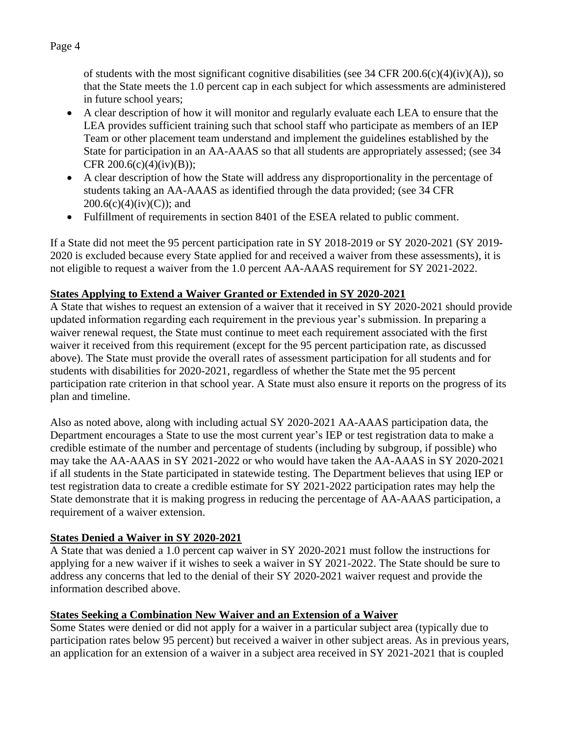of students with the most significant cognitive disabilities (see 34 CFR 200.6(c)(4)(iv)(A)), so that the State meets the 1.0 percent cap in each subject for which assessments are administered in future school years;

- A clear description of how it will monitor and regularly evaluate each LEA to ensure that the LEA provides sufficient training such that school staff who participate as members of an IEP Team or other placement team understand and implement the guidelines established by the State for participation in an AA-AAAS so that all students are appropriately assessed; (see 34 CFR 200.6(c)(4)(iv)(B));
- A clear description of how the State will address any disproportionality in the percentage of students taking an AA-AAAS as identified through the data provided; (see 34 CFR 200.6(c)(4)(iv)(C)); and
- Fulfillment of requirements in section 8401 of the ESEA related to public comment.

If a State did not meet the 95 percent participation rate in SY 2018-2019 or SY 2020-2021 (SY 2019-2020 is excluded because every State applied for and received a waiver from these assessments), it is not eligible to request a waiver from the 1.0 percent AA-AAAS requirement for SY 2021-2022.

**States Applying to Extend a Waiver Granted or Extended in SY 2020-2021**

A State that wishes to request an extension of a waiver that it received in SY 2020-2021 should provide updated information regarding each requirement in the previous year's submission. In preparing a waiver renewal request, the State must continue to meet each requirement associated with the first waiver it received from this requirement (except for the 95 percent participation rate, as discussed above). The State must provide the overall rates of assessment participation for all students and for students with disabilities for 2020-2021, regardless of whether the State met the 95 percent participation rate criterion in that school year. A State must also ensure it reports on the progress of its plan and timeline.

Also as noted above, along with including actual SY 2020-2021 AA-AAAS participation data, the Department encourages a State to use the most current year's IEP or test registration data to make a credible estimate of the number and percentage of students (including by subgroup, if possible) who may take the AA-AAAS in SY 2021-2022 or who would have taken the AA-AAAS in SY 2020-2021 if all students in the State participated in statewide testing. The Department believes that using IEP or test registration data to create a credible estimate for SY 2021-2022 participation rates may help the State demonstrate that it is making progress in reducing the percentage of AA-AAAS participation, a requirement of a waiver extension.

**States Denied a Waiver in SY 2020-2021**

A State that was denied a 1.0 percent cap waiver in SY 2020-2021 must follow the instructions for applying for a new waiver if it wishes to seek a waiver in SY 2021-2022. The State should be sure to address any concerns that led to the denial of their SY 2020-2021 waiver request and provide the information described above.

**States Seeking a Combination New Waiver and an Extension of a Waiver**

Some States were denied or did not apply for a waiver in a particular subject area (typically due to participation rates below 95 percent) but received a waiver in other subject areas. As in previous years, an application for an extension of a waiver in a subject area received in SY 2021-2021 that is coupled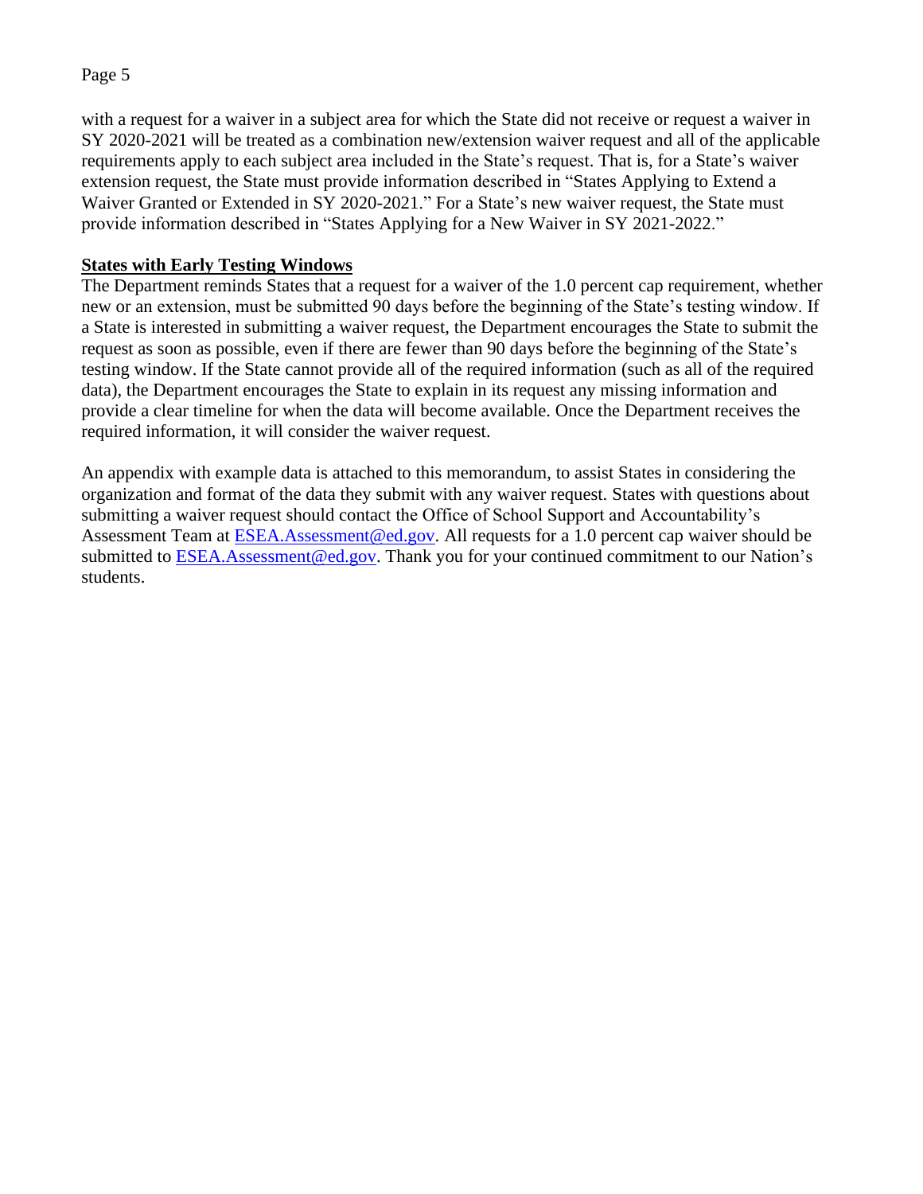with a request for a waiver in a subject area for which the State did not receive or request a waiver in SY 2020-2021 will be treated as a combination new/extension waiver request and all of the applicable requirements apply to each subject area included in the State's request. That is, for a State's waiver extension request, the State must provide information described in "States Applying to Extend a Waiver Granted or Extended in SY 2020-2021." For a State's new waiver request, the State must provide information described in "States Applying for a New Waiver in SY 2021-2022."

**States with Early Testing Windows**

The Department reminds States that a request for a waiver of the 1.0 percent cap requirement, whether new or an extension, must be submitted 90 days before the beginning of the State's testing window. If a State is interested in submitting a waiver request, the Department encourages the State to submit the request as soon as possible, even if there are fewer than 90 days before the beginning of the State's testing window. If the State cannot provide all of the required information (such as all of the required data), the Department encourages the State to explain in its request any missing information and provide a clear timeline for when the data will become available. Once the Department receives the required information, it will consider the waiver request.

An appendix with example data is attached to this memorandum, to assist States in considering the organization and format of the data they submit with any waiver request. States with questions about submitting a waiver request should contact the Office of School Support and Accountability's Assessment Team at ESEA.Assessment@ed.gov. All requests for a 1.0 percent cap waiver should be submitted to ESEA.Assessment@ed.gov. Thank you for your continued commitment to our Nation's students.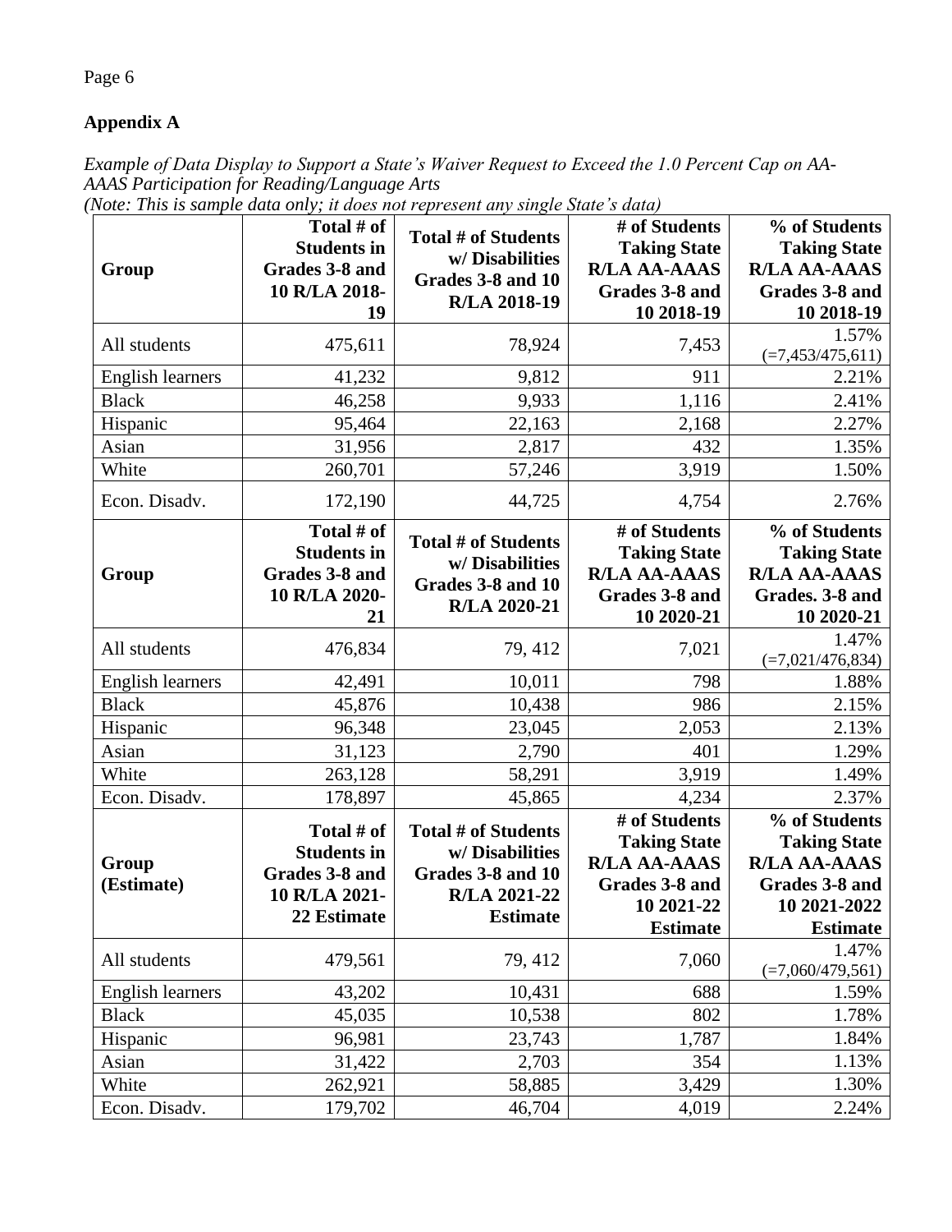## Appendix A

*Example of Data Display to Support a State's Waiver Request to Exceed the 1.0 Percent Cap on AA-AAAS Participation for Reading/Language Arts*
*(Note: This is sample data only; it does not represent any single State's data)*

| Group | Total # of Students in Grades 3-8 and 10 R/LA 2018-19 | Total # of Students w/ Disabilities Grades 3-8 and 10 R/LA 2018-19 | # of Students Taking State R/LA AA-AAAS Grades 3-8 and 10 2018-19 | % of Students Taking State R/LA AA-AAAS Grades 3-8 and 10 2018-19 |
|---|---|---|---|---|
| All students | 475,611 | 78,924 | 7,453 | 1.57% (=7,453/475,611) |
| English learners | 41,232 | 9,812 | 911 | 2.21% |
| Black | 46,258 | 9,933 | 1,116 | 2.41% |
| Hispanic | 95,464 | 22,163 | 2,168 | 2.27% |
| Asian | 31,956 | 2,817 | 432 | 1.35% |
| White | 260,701 | 57,246 | 3,919 | 1.50% |
| Econ. Disadv. | 172,190 | 44,725 | 4,754 | 2.76% |
| **Group** | **Total # of Students in Grades 3-8 and 10 R/LA 2020-21** | **Total # of Students w/ Disabilities Grades 3-8 and 10 R/LA 2020-21** | **# of Students Taking State R/LA AA-AAAS Grades 3-8 and 10 2020-21** | **% of Students Taking State R/LA AA-AAAS Grades. 3-8 and 10 2020-21** |
| All students | 476,834 | 79, 412 | 7,021 | 1.47% (=7,021/476,834) |
| English learners | 42,491 | 10,011 | 798 | 1.88% |
| Black | 45,876 | 10,438 | 986 | 2.15% |
| Hispanic | 96,348 | 23,045 | 2,053 | 2.13% |
| Asian | 31,123 | 2,790 | 401 | 1.29% |
| White | 263,128 | 58,291 | 3,919 | 1.49% |
| Econ. Disadv. | 178,897 | 45,865 | 4,234 | 2.37% |
| **Group (Estimate)** | **Total # of Students in Grades 3-8 and 10 R/LA 2021-22 Estimate** | **Total # of Students w/ Disabilities Grades 3-8 and 10 R/LA 2021-22 Estimate** | **# of Students Taking State R/LA AA-AAAS Grades 3-8 and 10 2021-22 Estimate** | **% of Students Taking State R/LA AA-AAAS Grades 3-8 and 10 2021-2022 Estimate** |
| All students | 479,561 | 79, 412 | 7,060 | 1.47% (=7,060/479,561) |
| English learners | 43,202 | 10,431 | 688 | 1.59% |
| Black | 45,035 | 10,538 | 802 | 1.78% |
| Hispanic | 96,981 | 23,743 | 1,787 | 1.84% |
| Asian | 31,422 | 2,703 | 354 | 1.13% |
| White | 262,921 | 58,885 | 3,429 | 1.30% |
| Econ. Disadv. | 179,702 | 46,704 | 4,019 | 2.24% |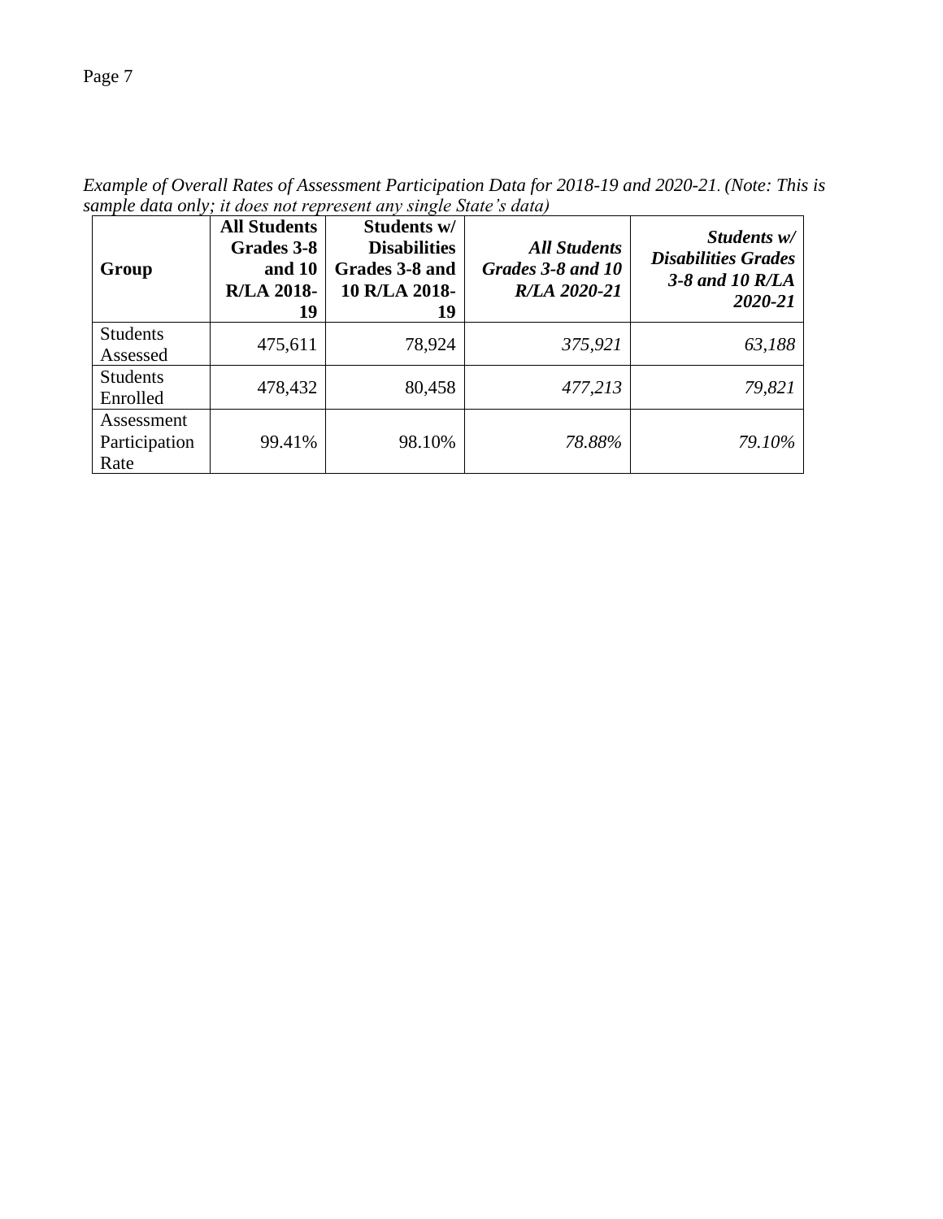*Example of Overall Rates of Assessment Participation Data for 2018-19 and 2020-21.* (*Note: This is sample data only; it does not represent any single State's data)*

| Group | All Students Grades 3-8 and 10 R/LA 2018-19 | Students w/ Disabilities Grades 3-8 and 10 R/LA 2018-19 | *All Students Grades 3-8 and 10 R/LA 2020-21* | *Students w/ Disabilities Grades 3-8 and 10 R/LA 2020-21* |
|---|---|---|---|---|
| Students Assessed | 475,611 | 78,924 | *375,921* | *63,188* |
| Students Enrolled | 478,432 | 80,458 | *477,213* | *79,821* |
| Assessment Participation Rate | 99.41% | 98.10% | *78.88%* | *79.10%* |